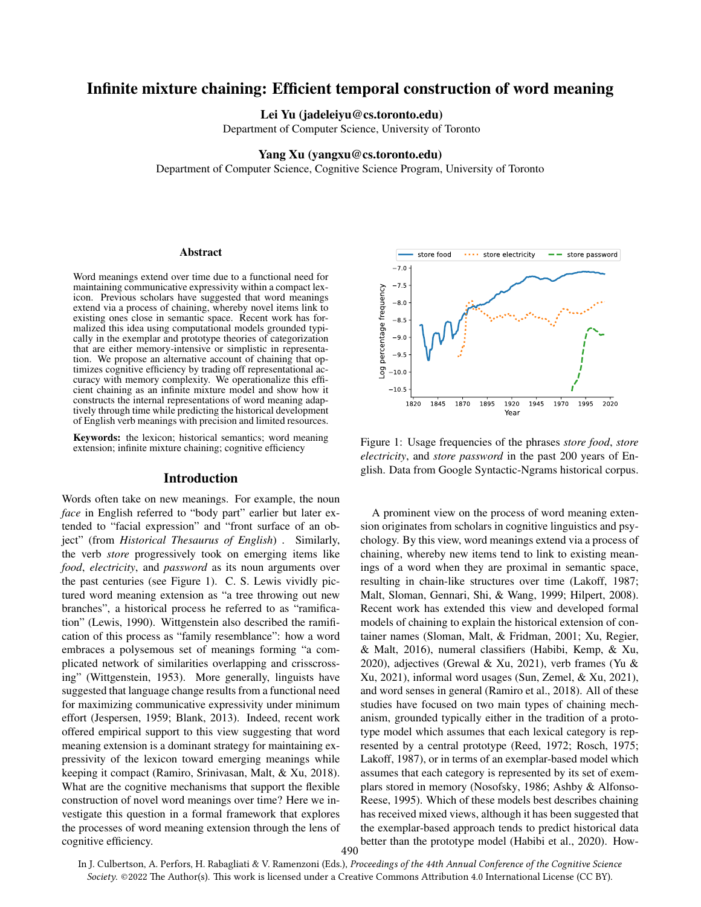# Infinite mixture chaining: Efficient temporal construction of word meaning

**Lei Yu (jadeleiyu@cs.toronto.edu)**
Department of Computer Science, University of Toronto

**Yang Xu (yangxu@cs.toronto.edu)**
Department of Computer Science, Cognitive Science Program, University of Toronto

## Abstract

Word meanings extend over time due to a functional need for maintaining communicative expressivity within a compact lexicon. Previous scholars have suggested that word meanings extend via a process of chaining, whereby novel items link to existing ones close in semantic space. Recent work has formalized this idea using computational models grounded typically in the exemplar and prototype theories of categorization that are either memory-intensive or simplistic in representation. We propose an alternative account of chaining that optimizes cognitive efficiency by trading off representational accuracy with memory complexity. We operationalize this efficient chaining as an infinite mixture model and show how it constructs the internal representations of word meaning adaptively through time while predicting the historical development of English verb meanings with precision and limited resources.

**Keywords:** the lexicon; historical semantics; word meaning extension; infinite mixture chaining; cognitive efficiency

## Introduction

Words often take on new meanings. For example, the noun *face* in English referred to "body part" earlier but later extended to "facial expression" and "front surface of an object" (from *Historical Thesaurus of English*) . Similarly, the verb *store* progressively took on emerging items like *food*, *electricity*, and *password* as its noun arguments over the past centuries (see Figure 1). C. S. Lewis vividly pictured word meaning extension as "a tree throwing out new branches", a historical process he referred to as "ramification" (Lewis, 1990). Wittgenstein also described the ramification of this process as "family resemblance": how a word embraces a polysemous set of meanings forming "a complicated network of similarities overlapping and crisscrossing" (Wittgenstein, 1953). More generally, linguists have suggested that language change results from a functional need for maximizing communicative expressivity under minimum effort (Jespersen, 1959; Blank, 2013). Indeed, recent work offered empirical support to this view suggesting that word meaning extension is a dominant strategy for maintaining expressivity of the lexicon toward emerging meanings while keeping it compact (Ramiro, Srinivasan, Malt, & Xu, 2018). What are the cognitive mechanisms that support the flexible construction of novel word meanings over time? Here we investigate this question in a formal framework that explores the processes of word meaning extension through the lens of cognitive efficiency.

Figure 1: Usage frequencies of the phrases *store food*, *store electricity*, and *store password* in the past 200 years of English. Data from Google Syntactic-Ngrams historical corpus.

A prominent view on the process of word meaning extension originates from scholars in cognitive linguistics and psychology. By this view, word meanings extend via a process of chaining, whereby new items tend to link to existing meanings of a word when they are proximal in semantic space, resulting in chain-like structures over time (Lakoff, 1987; Malt, Sloman, Gennari, Shi, & Wang, 1999; Hilpert, 2008). Recent work has extended this view and developed formal models of chaining to explain the historical extension of container names (Sloman, Malt, & Fridman, 2001; Xu, Regier, & Malt, 2016), numeral classifiers (Habibi, Kemp, & Xu, 2020), adjectives (Grewal & Xu, 2021), verb frames (Yu & Xu, 2021), informal word usages (Sun, Zemel, & Xu, 2021), and word senses in general (Ramiro et al., 2018). All of these studies have focused on two main types of chaining mechanism, grounded typically either in the tradition of a prototype model which assumes that each lexical category is represented by a central prototype (Reed, 1972; Rosch, 1975; Lakoff, 1987), or in terms of an exemplar-based model which assumes that each category is represented by its set of exemplars stored in memory (Nosofsky, 1986; Ashby & Alfonso-Reese, 1995). Which of these models best describes chaining has received mixed views, although it has been suggested that the exemplar-based approach tends to predict historical data better than the prototype model (Habibi et al., 2020). How-

In J. Culbertson, A. Perfors, H. Rabagliati & V. Ramenzoni (Eds.), *Proceedings of the 44th Annual Conference of the Cognitive Science Society*. ©2022 The Author(s). This work is licensed under a Creative Commons Attribution 4.0 International License (CC BY).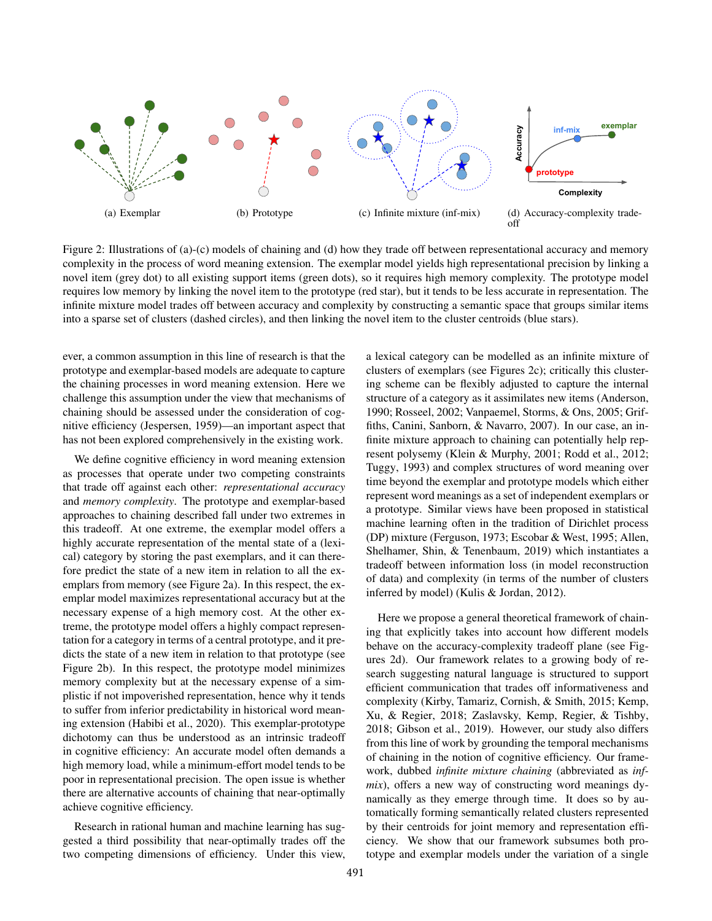(a) Exemplar (b) Prototype (c) Infinite mixture (inf-mix) (d) Accuracy-complexity tradeoff

Figure 2: Illustrations of (a)-(c) models of chaining and (d) how they trade off between representational accuracy and memory complexity in the process of word meaning extension. The exemplar model yields high representational precision by linking a novel item (grey dot) to all existing support items (green dots), so it requires high memory complexity. The prototype model requires low memory by linking the novel item to the prototype (red star), but it tends to be less accurate in representation. The infinite mixture model trades off between accuracy and complexity by constructing a semantic space that groups similar items into a sparse set of clusters (dashed circles), and then linking the novel item to the cluster centroids (blue stars).

ever, a common assumption in this line of research is that the prototype and exemplar-based models are adequate to capture the chaining processes in word meaning extension. Here we challenge this assumption under the view that mechanisms of chaining should be assessed under the consideration of cognitive efficiency (Jespersen, 1959)—an important aspect that has not been explored comprehensively in the existing work.

We define cognitive efficiency in word meaning extension as processes that operate under two competing constraints that trade off against each other: *representational accuracy* and *memory complexity*. The prototype and exemplar-based approaches to chaining described fall under two extremes in this tradeoff. At one extreme, the exemplar model offers a highly accurate representation of the mental state of a (lexical) category by storing the past exemplars, and it can therefore predict the state of a new item in relation to all the exemplars from memory (see Figure 2a). In this respect, the exemplar model maximizes representational accuracy but at the necessary expense of a high memory cost. At the other extreme, the prototype model offers a highly compact representation for a category in terms of a central prototype, and it predicts the state of a new item in relation to that prototype (see Figure 2b). In this respect, the prototype model minimizes memory complexity but at the necessary expense of a simplistic if not impoverished representation, hence why it tends to suffer from inferior predictability in historical word meaning extension (Habibi et al., 2020). This exemplar-prototype dichotomy can thus be understood as an intrinsic tradeoff in cognitive efficiency: An accurate model often demands a high memory load, while a minimum-effort model tends to be poor in representational precision. The open issue is whether there are alternative accounts of chaining that near-optimally achieve cognitive efficiency.

Research in rational human and machine learning has suggested a third possibility that near-optimally trades off the two competing dimensions of efficiency. Under this view, a lexical category can be modelled as an infinite mixture of clusters of exemplars (see Figures 2c); critically this clustering scheme can be flexibly adjusted to capture the internal structure of a category as it assimilates new items (Anderson, 1990; Rosseel, 2002; Vanpaemel, Storms, & Ons, 2005; Griffiths, Canini, Sanborn, & Navarro, 2007). In our case, an infinite mixture approach to chaining can potentially help represent polysemy (Klein & Murphy, 2001; Rodd et al., 2012; Tuggy, 1993) and complex structures of word meaning over time beyond the exemplar and prototype models which either represent word meanings as a set of independent exemplars or a prototype. Similar views have been proposed in statistical machine learning often in the tradition of Dirichlet process (DP) mixture (Ferguson, 1973; Escobar & West, 1995; Allen, Shelhamer, Shin, & Tenenbaum, 2019) which instantiates a tradeoff between information loss (in model reconstruction of data) and complexity (in terms of the number of clusters inferred by model) (Kulis & Jordan, 2012).

Here we propose a general theoretical framework of chaining that explicitly takes into account how different models behave on the accuracy-complexity tradeoff plane (see Figures 2d). Our framework relates to a growing body of research suggesting natural language is structured to support efficient communication that trades off informativeness and complexity (Kirby, Tamariz, Cornish, & Smith, 2015; Kemp, Xu, & Regier, 2018; Zaslavsky, Kemp, Regier, & Tishby, 2018; Gibson et al., 2019). However, our study also differs from this line of work by grounding the temporal mechanisms of chaining in the notion of cognitive efficiency. Our framework, dubbed *infinite mixture chaining* (abbreviated as *inf-mix*), offers a new way of constructing word meanings dynamically as they emerge through time. It does so by automatically forming semantically related clusters represented by their centroids for joint memory and representation efficiency. We show that our framework subsumes both prototype and exemplar models under the variation of a single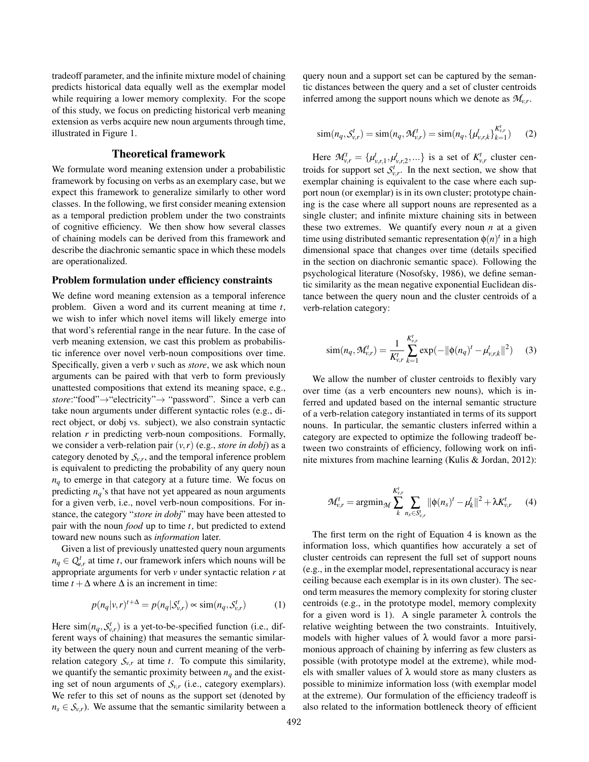tradeoff parameter, and the infinite mixture model of chaining predicts historical data equally well as the exemplar model while requiring a lower memory complexity. For the scope of this study, we focus on predicting historical verb meaning extension as verbs acquire new noun arguments through time, illustrated in Figure 1.

## Theoretical framework

We formulate word meaning extension under a probabilistic framework by focusing on verbs as an exemplary case, but we expect this framework to generalize similarly to other word classes. In the following, we first consider meaning extension as a temporal prediction problem under the two constraints of cognitive efficiency. We then show how several classes of chaining models can be derived from this framework and describe the diachronic semantic space in which these models are operationalized.

### Problem formulation under efficiency constraints

We define word meaning extension as a temporal inference problem. Given a word and its current meaning at time $t$, we wish to infer which novel items will likely emerge into that word's referential range in the near future. In the case of verb meaning extension, we cast this problem as probabilistic inference over novel verb-noun compositions over time. Specifically, given a verb $v$ such as *store*, we ask which noun arguments can be paired with that verb to form previously unattested compositions that extend its meaning space, e.g., *store*:"food"→"electricity"→ "password". Since a verb can take noun arguments under different syntactic roles (e.g., direct object, or dobj vs. subject), we also constrain syntactic relation $r$ in predicting verb-noun compositions. Formally, we consider a verb-relation pair $(v, r)$ (e.g., *store in dobj*) as a category denoted by $\mathcal{S}_{v,r}$, and the temporal inference problem is equivalent to predicting the probability of any query noun $n_q$ to emerge in that category at a future time. We focus on predicting $n_q$'s that have not yet appeared as noun arguments for a given verb, i.e., novel verb-noun compositions. For instance, the category "*store in dobj*" may have been attested to pair with the noun *food* up to time $t$, but predicted to extend toward new nouns such as *information* later.

Given a list of previously unattested query noun arguments $n_q \in Q^t_{v,r}$ at time $t$, our framework infers which nouns will be appropriate arguments for verb $v$ under syntactic relation $r$ at time $t + \Delta$ where $\Delta$ is an increment in time:

$$p(n_q|v,r)^{t+\Delta} = p(n_q|\mathcal{S}^t_{v,r}) \propto \text{sim}(n_q, \mathcal{S}^t_{v,r}) \quad (1)$$

Here $\text{sim}(n_q, \mathcal{S}^t_{v,r})$ is a yet-to-be-specified function (i.e., different ways of chaining) that measures the semantic similarity between the query noun and current meaning of the verb-relation category $\mathcal{S}_{v,r}$ at time $t$. To compute this similarity, we quantify the semantic proximity between $n_q$ and the existing set of noun arguments of $\mathcal{S}_{v,r}$ (i.e., category exemplars). We refer to this set of nouns as the support set (denoted by $n_s \in \mathcal{S}_{v,r}$). We assume that the semantic similarity between a query noun and a support set can be captured by the semantic distances between the query and a set of cluster centroids inferred among the support nouns which we denote as $\mathcal{M}_{v,r}$.

$$\text{sim}(n_q, \mathcal{S}^t_{v,r}) = \text{sim}(n_q, \mathcal{M}^t_{v,r}) = \text{sim}(n_q, \{\mu^t_{v,r,k}\}^{K^t_{v,r}}_{k=1}) \quad (2)$$

Here $\mathcal{M}^t_{v,r} = \{\mu^t_{v,r,1}, \mu^t_{v,r,2}, ...\}$ is a set of $K^t_{v,r}$ cluster centroids for support set $\mathcal{S}^t_{v,r}$. In the next section, we show that exemplar chaining is equivalent to the case where each support noun (or exemplar) is in its own cluster; prototype chaining is the case where all support nouns are represented as a single cluster; and infinite mixture chaining sits in between these two extremes. We quantify every noun $n$ at a given time using distributed semantic representation $\phi(n)^t$ in a high dimensional space that changes over time (details specified in the section on diachronic semantic space). Following the psychological literature (Nosofsky, 1986), we define semantic similarity as the mean negative exponential Euclidean distance between the query noun and the cluster centroids of a verb-relation category:

$$\text{sim}(n_q, \mathcal{M}^t_{v,r}) = \frac{1}{K^t_{v,r}} \sum_{k=1}^{K^t_{v,r}} \exp(-\|\phi(n_q)^t - \mu^t_{v,r,k}\|^2) \quad (3)$$

We allow the number of cluster centroids to flexibly vary over time (as a verb encounters new nouns), which is inferred and updated based on the internal semantic structure of a verb-relation category instantiated in terms of its support nouns. In particular, the semantic clusters inferred within a category are expected to optimize the following tradeoff between two constraints of efficiency, following work on infinite mixtures from machine learning (Kulis & Jordan, 2012):

$$\mathcal{M}^t_{v,r} = \text{argmin}_{\mathcal{M}} \sum_{k}^{K^t_{v,r}} \sum_{n_s \in S^t_{v,r}} \|\phi(n_s)^t - \mu^t_k\|^2 + \lambda K^t_{v,r} \quad (4)$$

The first term on the right of Equation 4 is known as the information loss, which quantifies how accurately a set of cluster centroids can represent the full set of support nouns (e.g., in the exemplar model, representational accuracy is near ceiling because each exemplar is in its own cluster). The second term measures the memory complexity for storing cluster centroids (e.g., in the prototype model, memory complexity for a given word is 1). A single parameter $\lambda$ controls the relative weighting between the two constraints. Intuitively, models with higher values of $\lambda$ would favor a more parsimonious approach of chaining by inferring as few clusters as possible (with prototype model at the extreme), while models with smaller values of $\lambda$ would store as many clusters as possible to minimize information loss (with exemplar model at the extreme). Our formulation of the efficiency tradeoff is also related to the information bottleneck theory of efficient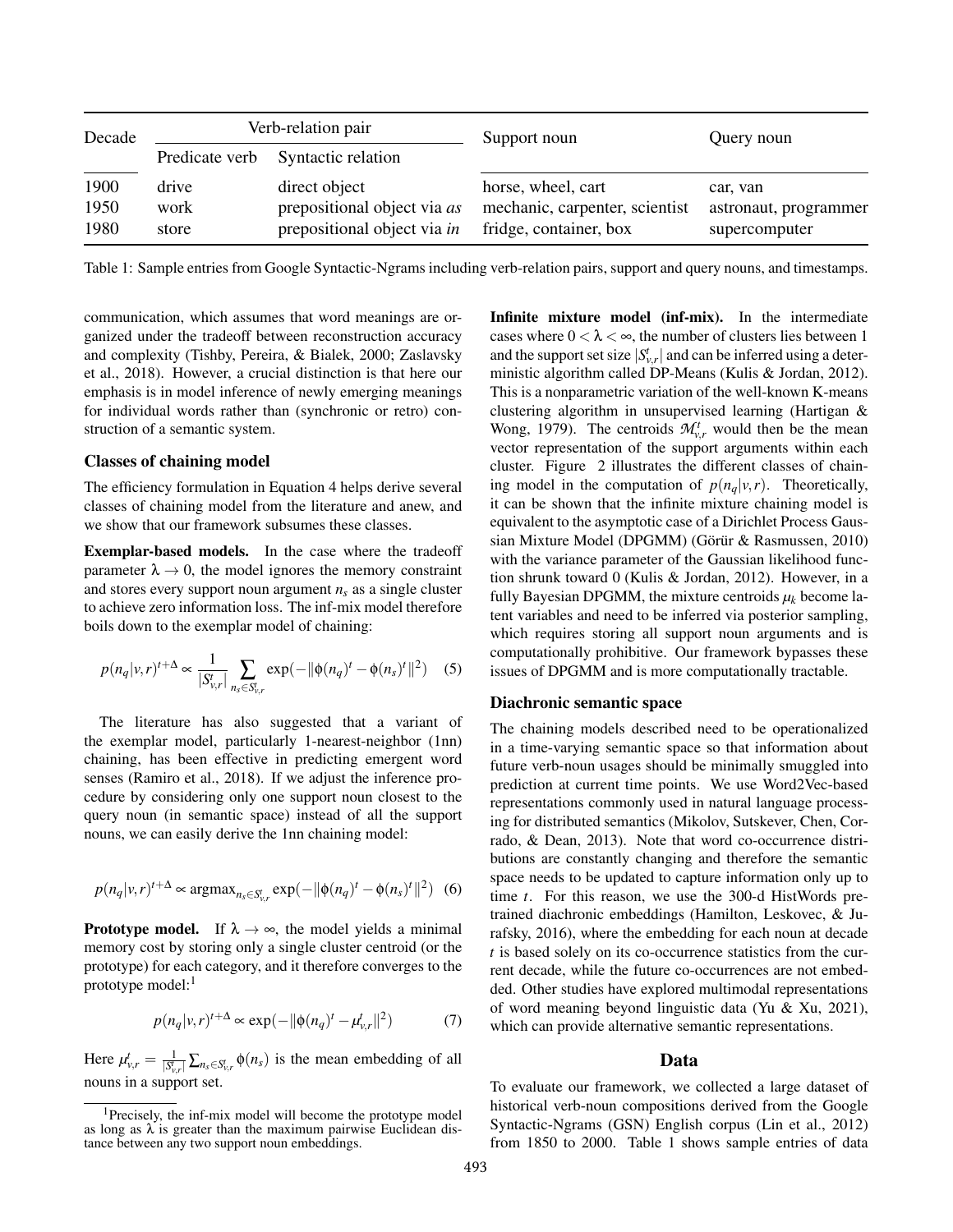| Decade | Verb-relation pair | | Support noun | Query noun |
|---|---|---|---|---|
| | Predicate verb | Syntactic relation | | |
| 1900 | drive | direct object | horse, wheel, cart | car, van |
| 1950 | work | prepositional object via *as* | mechanic, carpenter, scientist | astronaut, programmer |
| 1980 | store | prepositional object via *in* | fridge, container, box | supercomputer |

Table 1: Sample entries from Google Syntactic-Ngrams including verb-relation pairs, support and query nouns, and timestamps.

communication, which assumes that word meanings are organized under the tradeoff between reconstruction accuracy and complexity (Tishby, Pereira, & Bialek, 2000; Zaslavsky et al., 2018). However, a crucial distinction is that here our emphasis is in model inference of newly emerging meanings for individual words rather than (synchronic or retro) construction of a semantic system.

### Classes of chaining model

The efficiency formulation in Equation 4 helps derive several classes of chaining model from the literature and anew, and we show that our framework subsumes these classes.

**Exemplar-based models.** In the case where the tradeoff parameter $\lambda \to 0$, the model ignores the memory constraint and stores every support noun argument $n_s$ as a single cluster to achieve zero information loss. The inf-mix model therefore boils down to the exemplar model of chaining:

$$p(n_q|v,r)^{t+\Delta} \propto \frac{1}{|S^t_{v,r}|} \sum_{n_s \in S^t_{v,r}} \exp(-\|\phi(n_q)^t - \phi(n_s)^t\|^2) \quad (5)$$

The literature has also suggested that a variant of the exemplar model, particularly 1-nearest-neighbor (1nn) chaining, has been effective in predicting emergent word senses (Ramiro et al., 2018). If we adjust the inference procedure by considering only one support noun closest to the query noun (in semantic space) instead of all the support nouns, we can easily derive the 1nn chaining model:

$$p(n_q|v,r)^{t+\Delta} \propto \text{argmax}_{n_s \in S^t_{v,r}} \exp(-\|\phi(n_q)^t - \phi(n_s)^t\|^2) \quad (6)$$

**Prototype model.** If $\lambda \to \infty$, the model yields a minimal memory cost by storing only a single cluster centroid (or the prototype) for each category, and it therefore converges to the prototype model:[1]

$$p(n_q|v,r)^{t+\Delta} \propto \exp(-\|\phi(n_q)^t - \mu^t_{v,r}\|^2) \quad (7)$$

Here $\mu^t_{v,r} = \frac{1}{|S^t_{v,r}|} \sum_{n_s \in S^t_{v,r}} \phi(n_s)$ is the mean embedding of all nouns in a support set.

[1]Precisely, the inf-mix model will become the prototype model as long as $\lambda$ is greater than the maximum pairwise Euclidean distance between any two support noun embeddings.

**Infinite mixture model (inf-mix).** In the intermediate cases where $0 < \lambda < \infty$, the number of clusters lies between 1 and the support set size $|S^t_{v,r}|$ and can be inferred using a deterministic algorithm called DP-Means (Kulis & Jordan, 2012). This is a nonparametric variation of the well-known K-means clustering algorithm in unsupervised learning (Hartigan & Wong, 1979). The centroids $\mathcal{M}^t_{v,r}$ would then be the mean vector representation of the support arguments within each cluster. Figure 2 illustrates the different classes of chaining model in the computation of $p(n_q|v,r)$. Theoretically, it can be shown that the infinite mixture chaining model is equivalent to the asymptotic case of a Dirichlet Process Gaussian Mixture Model (DPGMM) (Görür & Rasmussen, 2010) with the variance parameter of the Gaussian likelihood function shrunk toward 0 (Kulis & Jordan, 2012). However, in a fully Bayesian DPGMM, the mixture centroids $\mu_k$ become latent variables and need to be inferred via posterior sampling, which requires storing all support noun arguments and is computationally prohibitive. Our framework bypasses these issues of DPGMM and is more computationally tractable.

### Diachronic semantic space

The chaining models described need to be operationalized in a time-varying semantic space so that information about future verb-noun usages should be minimally smuggled into prediction at current time points. We use Word2Vec-based representations commonly used in natural language processing for distributed semantics (Mikolov, Sutskever, Chen, Corrado, & Dean, 2013). Note that word co-occurrence distributions are constantly changing and therefore the semantic space needs to be updated to capture information only up to time $t$. For this reason, we use the 300-d HistWords pretrained diachronic embeddings (Hamilton, Leskovec, & Jurafsky, 2016), where the embedding for each noun at decade $t$ is based solely on its co-occurrence statistics from the current decade, while the future co-occurrences are not embeded. Other studies have explored multimodal representations of word meaning beyond linguistic data (Yu & Xu, 2021), which can provide alternative semantic representations.

## Data

To evaluate our framework, we collected a large dataset of historical verb-noun compositions derived from the Google Syntactic-Ngrams (GSN) English corpus (Lin et al., 2012) from 1850 to 2000. Table 1 shows sample entries of data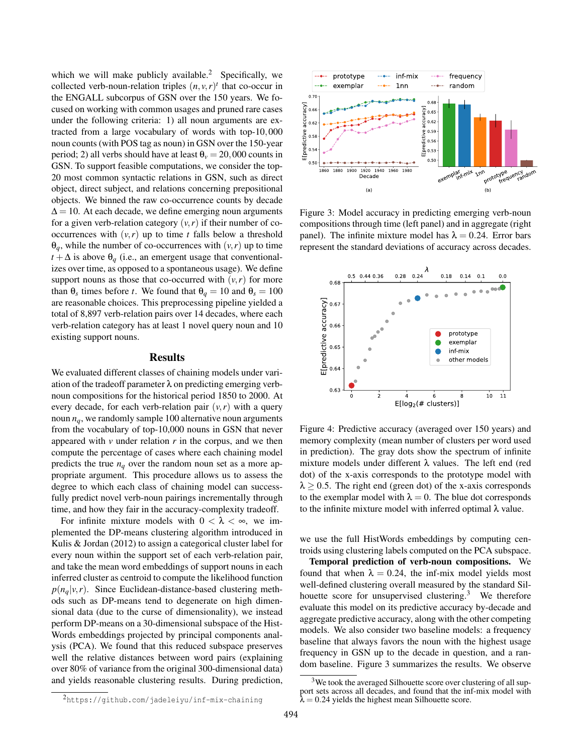which we will make publicly available.[2] Specifically, we collected verb-noun-relation triples $(n, v, r)^t$ that co-occur in the ENGALL subcorpus of GSN over the 150 years. We focused on working with common usages and pruned rare cases under the following criteria: 1) all noun arguments are extracted from a large vocabulary of words with top-10,000 noun counts (with POS tag as noun) in GSN over the 150-year period; 2) all verbs should have at least $\theta_v = 20{,}000$ counts in GSN. To support feasible computations, we consider the top-20 most common syntactic relations in GSN, such as direct object, direct subject, and relations concerning prepositional objects. We binned the raw co-occurrence counts by decade $\Delta = 10$. At each decade, we define emerging noun arguments for a given verb-relation category $(v, r)$ if their number of co-occurrences with $(v, r)$ up to time $t$ falls below a threshold $\theta_q$, while the number of co-occurrences with $(v, r)$ up to time $t + \Delta$ is above $\theta_q$ (i.e., an emergent usage that conventionalizes over time, as opposed to a spontaneous usage). We define support nouns as those that co-occurred with $(v, r)$ for more than $\theta_s$ times before $t$. We found that $\theta_q = 10$ and $\theta_s = 100$ are reasonable choices. This preprocessing pipeline yielded a total of 8,897 verb-relation pairs over 14 decades, where each verb-relation category has at least 1 novel query noun and 10 existing support nouns.

## Results

We evaluated different classes of chaining models under variation of the tradeoff parameter $\lambda$ on predicting emerging verb-noun compositions for the historical period 1850 to 2000. At every decade, for each verb-relation pair $(v, r)$ with a query noun $n_q$, we randomly sample 100 alternative noun arguments from the vocabulary of top-10,000 nouns in GSN that never appeared with $v$ under relation $r$ in the corpus, and we then compute the percentage of cases where each chaining model predicts the true $n_q$ over the random noun set as a more appropriate argument. This procedure allows us to assess the degree to which each class of chaining model can successfully predict novel verb-noun pairings incrementally through time, and how they fair in the accuracy-complexity tradeoff.

For infinite mixture models with $0 < \lambda < \infty$, we implemented the DP-means clustering algorithm introduced in Kulis & Jordan (2012) to assign a categorical cluster label for every noun within the support set of each verb-relation pair, and take the mean word embeddings of support nouns in each inferred cluster as centroid to compute the likelihood function $p(n_q|v, r)$. Since Euclidean-distance-based clustering methods such as DP-means tend to degenerate on high dimensional data (due to the curse of dimensionality), we instead perform DP-means on a 30-dimensional subspace of the HistWords embeddings projected by principal components analysis (PCA). We found that this reduced subspace preserves well the relative distances between word pairs (explaining over 80% of variance from the original 300-dimensional data) and yields reasonable clustering results. During prediction, we use the full HistWords embeddings by computing centroids using clustering labels computed on the PCA subspace.

Figure 3: Model accuracy in predicting emerging verb-noun compositions through time (left panel) and in aggregate (right panel). The infinite mixture model has $\lambda = 0.24$. Error bars represent the standard deviations of accuracy across decades.

Figure 4: Predictive accuracy (averaged over 150 years) and memory complexity (mean number of clusters per word used in prediction). The gray dots show the spectrum of infinite mixture models under different $\lambda$ values. The left end (red dot) of the x-axis corresponds to the prototype model with $\lambda \geq 0.5$. The right end (green dot) of the x-axis corresponds to the exemplar model with $\lambda = 0$. The blue dot corresponds to the infinite mixture model with inferred optimal $\lambda$ value.

**Temporal prediction of verb-noun compositions.** We found that when $\lambda = 0.24$, the inf-mix model yields most well-defined clustering overall measured by the standard Silhouette score for unsupervised clustering.[3] We therefore evaluate this model on its predictive accuracy by-decade and aggregate predictive accuracy, along with the other competing models. We also consider two baseline models: a frequency baseline that always favors the noun with the highest usage frequency in GSN up to the decade in question, and a random baseline. Figure 3 summarizes the results. We observe

[2] https://github.com/jadeleiyu/inf-mix-chaining

[3] We took the averaged Silhouette score over clustering of all support sets across all decades, and found that the inf-mix model with $\lambda = 0.24$ yields the highest mean Silhouette score.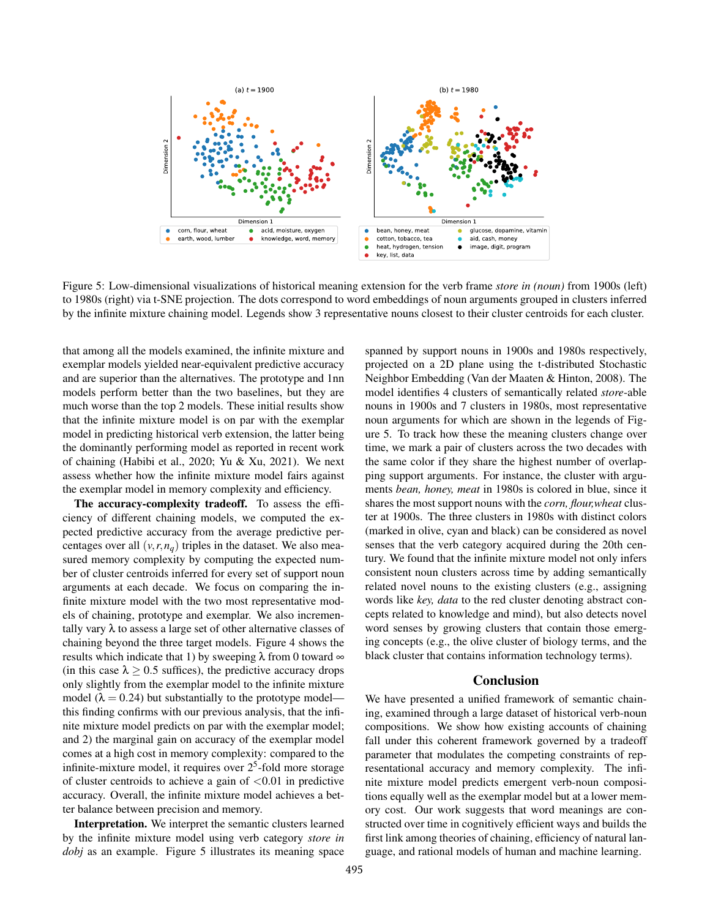Figure 5: Low-dimensional visualizations of historical meaning extension for the verb frame *store in (noun)* from 1900s (left) to 1980s (right) via t-SNE projection. The dots correspond to word embeddings of noun arguments grouped in clusters inferred by the infinite mixture chaining model. Legends show 3 representative nouns closest to their cluster centroids for each cluster.

that among all the models examined, the infinite mixture and exemplar models yielded near-equivalent predictive accuracy and are superior than the alternatives. The prototype and 1nn models perform better than the two baselines, but they are much worse than the top 2 models. These initial results show that the infinite mixture model is on par with the exemplar model in predicting historical verb extension, the latter being the dominantly performing model as reported in recent work of chaining (Habibi et al., 2020; Yu & Xu, 2021). We next assess whether how the infinite mixture model fairs against the exemplar model in memory complexity and efficiency.

**The accuracy-complexity tradeoff.** To assess the efficiency of different chaining models, we computed the expected predictive accuracy from the average predictive percentages over all $(v, r, n_q)$ triples in the dataset. We also measured memory complexity by computing the expected number of cluster centroids inferred for every set of support noun arguments at each decade. We focus on comparing the infinite mixture model with the two most representative models of chaining, prototype and exemplar. We also incrementally vary $\lambda$ to assess a large set of other alternative classes of chaining beyond the three target models. Figure 4 shows the results which indicate that 1) by sweeping $\lambda$ from 0 toward $\infty$ (in this case $\lambda \geq 0.5$ suffices), the predictive accuracy drops only slightly from the exemplar model to the infinite mixture model ($\lambda = 0.24$) but substantially to the prototype model—this finding confirms with our previous analysis, that the infinite mixture model predicts on par with the exemplar model; and 2) the marginal gain on accuracy of the exemplar model comes at a high cost in memory complexity: compared to the infinite-mixture model, it requires over $2^5$-fold more storage of cluster centroids to achieve a gain of $<0.01$ in predictive accuracy. Overall, the infinite mixture model achieves a better balance between precision and memory.

**Interpretation.** We interpret the semantic clusters learned by the infinite mixture model using verb category *store in dobj* as an example. Figure 5 illustrates its meaning space spanned by support nouns in 1900s and 1980s respectively, projected on a 2D plane using the t-distributed Stochastic Neighbor Embedding (Van der Maaten & Hinton, 2008). The model identifies 4 clusters of semantically related *store*-able nouns in 1900s and 7 clusters in 1980s, most representative noun arguments for which are shown in the legends of Figure 5. To track how these the meaning clusters change over time, we mark a pair of clusters across the two decades with the same color if they share the highest number of overlapping support arguments. For instance, the cluster with arguments *bean, honey, meat* in 1980s is colored in blue, since it shares the most support nouns with the *corn, flour,wheat* cluster at 1900s. The three clusters in 1980s with distinct colors (marked in olive, cyan and black) can be considered as novel senses that the verb category acquired during the 20th century. We found that the infinite mixture model not only infers consistent noun clusters across time by adding semantically related novel nouns to the existing clusters (e.g., assigning words like *key, data* to the red cluster denoting abstract concepts related to knowledge and mind), but also detects novel word senses by growing clusters that contain those emerging concepts (e.g., the olive cluster of biology terms, and the black cluster that contains information technology terms).

## Conclusion

We have presented a unified framework of semantic chaining, examined through a large dataset of historical verb-noun compositions. We show how existing accounts of chaining fall under this coherent framework governed by a tradeoff parameter that modulates the competing constraints of representational accuracy and memory complexity. The infinite mixture model predicts emergent verb-noun compositions equally well as the exemplar model but at a lower memory cost. Our work suggests that word meanings are constructed over time in cognitively efficient ways and builds the first link among theories of chaining, efficiency of natural language, and rational models of human and machine learning.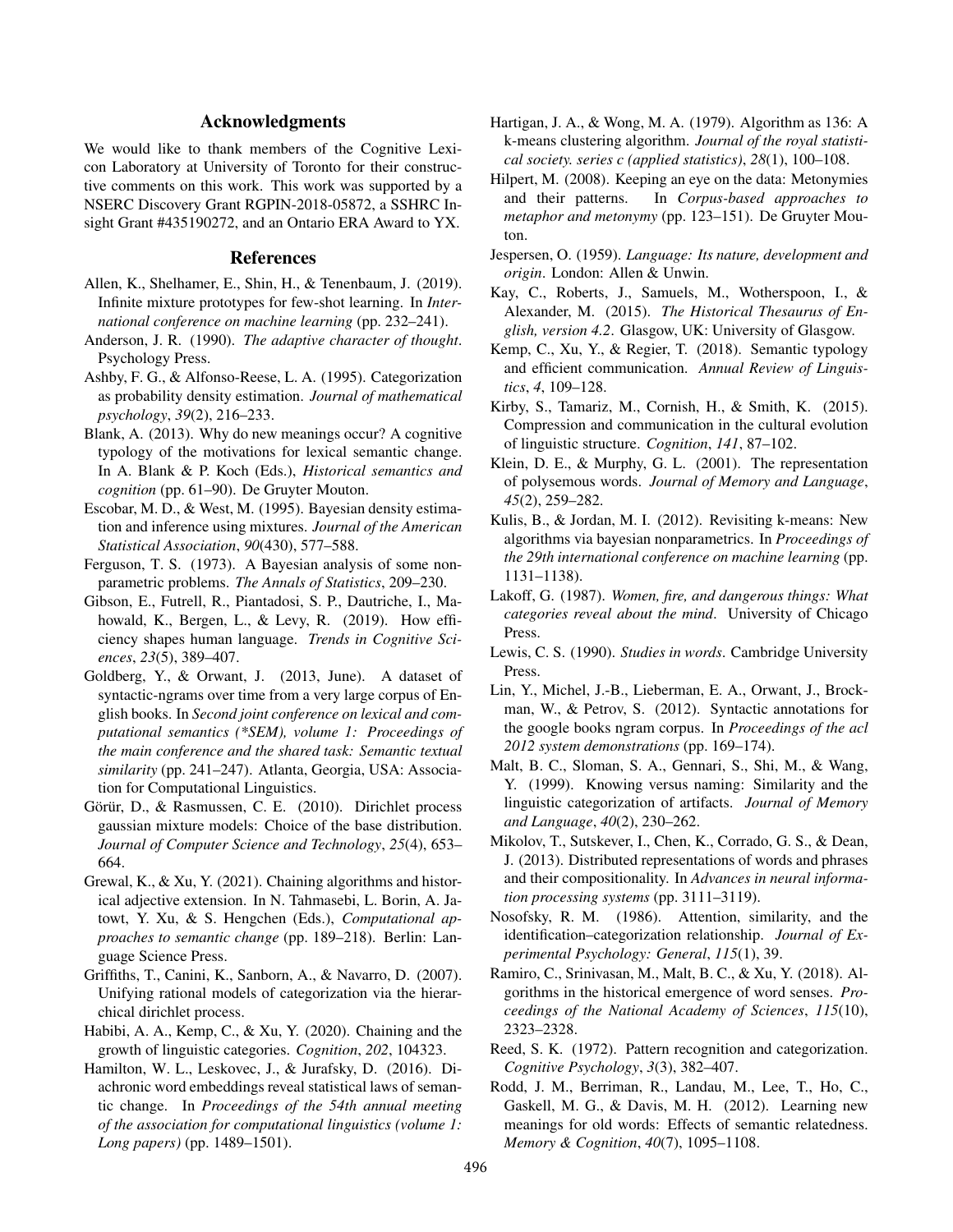## Acknowledgments

We would like to thank members of the Cognitive Lexicon Laboratory at University of Toronto for their constructive comments on this work. This work was supported by a NSERC Discovery Grant RGPIN-2018-05872, a SSHRC Insight Grant #435190272, and an Ontario ERA Award to YX.

## References

Allen, K., Shelhamer, E., Shin, H., & Tenenbaum, J. (2019). Infinite mixture prototypes for few-shot learning. In *International conference on machine learning* (pp. 232–241).

Anderson, J. R. (1990). *The adaptive character of thought*. Psychology Press.

Ashby, F. G., & Alfonso-Reese, L. A. (1995). Categorization as probability density estimation. *Journal of mathematical psychology*, *39*(2), 216–233.

Blank, A. (2013). Why do new meanings occur? A cognitive typology of the motivations for lexical semantic change. In A. Blank & P. Koch (Eds.), *Historical semantics and cognition* (pp. 61–90). De Gruyter Mouton.

Escobar, M. D., & West, M. (1995). Bayesian density estimation and inference using mixtures. *Journal of the American Statistical Association*, *90*(430), 577–588.

Ferguson, T. S. (1973). A Bayesian analysis of some nonparametric problems. *The Annals of Statistics*, 209–230.

Gibson, E., Futrell, R., Piantadosi, S. P., Dautriche, I., Mahowald, K., Bergen, L., & Levy, R. (2019). How efficiency shapes human language. *Trends in Cognitive Sciences*, *23*(5), 389–407.

Goldberg, Y., & Orwant, J. (2013, June). A dataset of syntactic-ngrams over time from a very large corpus of English books. In *Second joint conference on lexical and computational semantics (*SEM), volume 1: Proceedings of the main conference and the shared task: Semantic textual similarity* (pp. 241–247). Atlanta, Georgia, USA: Association for Computational Linguistics.

Görür, D., & Rasmussen, C. E. (2010). Dirichlet process gaussian mixture models: Choice of the base distribution. *Journal of Computer Science and Technology*, *25*(4), 653–664.

Grewal, K., & Xu, Y. (2021). Chaining algorithms and historical adjective extension. In N. Tahmasebi, L. Borin, A. Jatowt, Y. Xu, & S. Hengchen (Eds.), *Computational approaches to semantic change* (pp. 189–218). Berlin: Language Science Press.

Griffiths, T., Canini, K., Sanborn, A., & Navarro, D. (2007). Unifying rational models of categorization via the hierarchical dirichlet process.

Habibi, A. A., Kemp, C., & Xu, Y. (2020). Chaining and the growth of linguistic categories. *Cognition*, *202*, 104323.

Hamilton, W. L., Leskovec, J., & Jurafsky, D. (2016). Diachronic word embeddings reveal statistical laws of semantic change. In *Proceedings of the 54th annual meeting of the association for computational linguistics (volume 1: Long papers)* (pp. 1489–1501).

Hartigan, J. A., & Wong, M. A. (1979). Algorithm as 136: A k-means clustering algorithm. *Journal of the royal statistical society. series c (applied statistics)*, *28*(1), 100–108.

Hilpert, M. (2008). Keeping an eye on the data: Metonymies and their patterns. In *Corpus-based approaches to metaphor and metonymy* (pp. 123–151). De Gruyter Mouton.

Jespersen, O. (1959). *Language: Its nature, development and origin*. London: Allen & Unwin.

Kay, C., Roberts, J., Samuels, M., Wotherspoon, I., & Alexander, M. (2015). *The Historical Thesaurus of English, version 4.2*. Glasgow, UK: University of Glasgow.

Kemp, C., Xu, Y., & Regier, T. (2018). Semantic typology and efficient communication. *Annual Review of Linguistics*, *4*, 109–128.

Kirby, S., Tamariz, M., Cornish, H., & Smith, K. (2015). Compression and communication in the cultural evolution of linguistic structure. *Cognition*, *141*, 87–102.

Klein, D. E., & Murphy, G. L. (2001). The representation of polysemous words. *Journal of Memory and Language*, *45*(2), 259–282.

Kulis, B., & Jordan, M. I. (2012). Revisiting k-means: New algorithms via bayesian nonparametrics. In *Proceedings of the 29th international conference on machine learning* (pp. 1131–1138).

Lakoff, G. (1987). *Women, fire, and dangerous things: What categories reveal about the mind*. University of Chicago Press.

Lewis, C. S. (1990). *Studies in words*. Cambridge University Press.

Lin, Y., Michel, J.-B., Lieberman, E. A., Orwant, J., Brockman, W., & Petrov, S. (2012). Syntactic annotations for the google books ngram corpus. In *Proceedings of the acl 2012 system demonstrations* (pp. 169–174).

Malt, B. C., Sloman, S. A., Gennari, S., Shi, M., & Wang, Y. (1999). Knowing versus naming: Similarity and the linguistic categorization of artifacts. *Journal of Memory and Language*, *40*(2), 230–262.

Mikolov, T., Sutskever, I., Chen, K., Corrado, G. S., & Dean, J. (2013). Distributed representations of words and phrases and their compositionality. In *Advances in neural information processing systems* (pp. 3111–3119).

Nosofsky, R. M. (1986). Attention, similarity, and the identification–categorization relationship. *Journal of Experimental Psychology: General*, *115*(1), 39.

Ramiro, C., Srinivasan, M., Malt, B. C., & Xu, Y. (2018). Algorithms in the historical emergence of word senses. *Proceedings of the National Academy of Sciences*, *115*(10), 2323–2328.

Reed, S. K. (1972). Pattern recognition and categorization. *Cognitive Psychology*, *3*(3), 382–407.

Rodd, J. M., Berriman, R., Landau, M., Lee, T., Ho, C., Gaskell, M. G., & Davis, M. H. (2012). Learning new meanings for old words: Effects of semantic relatedness. *Memory & Cognition*, *40*(7), 1095–1108.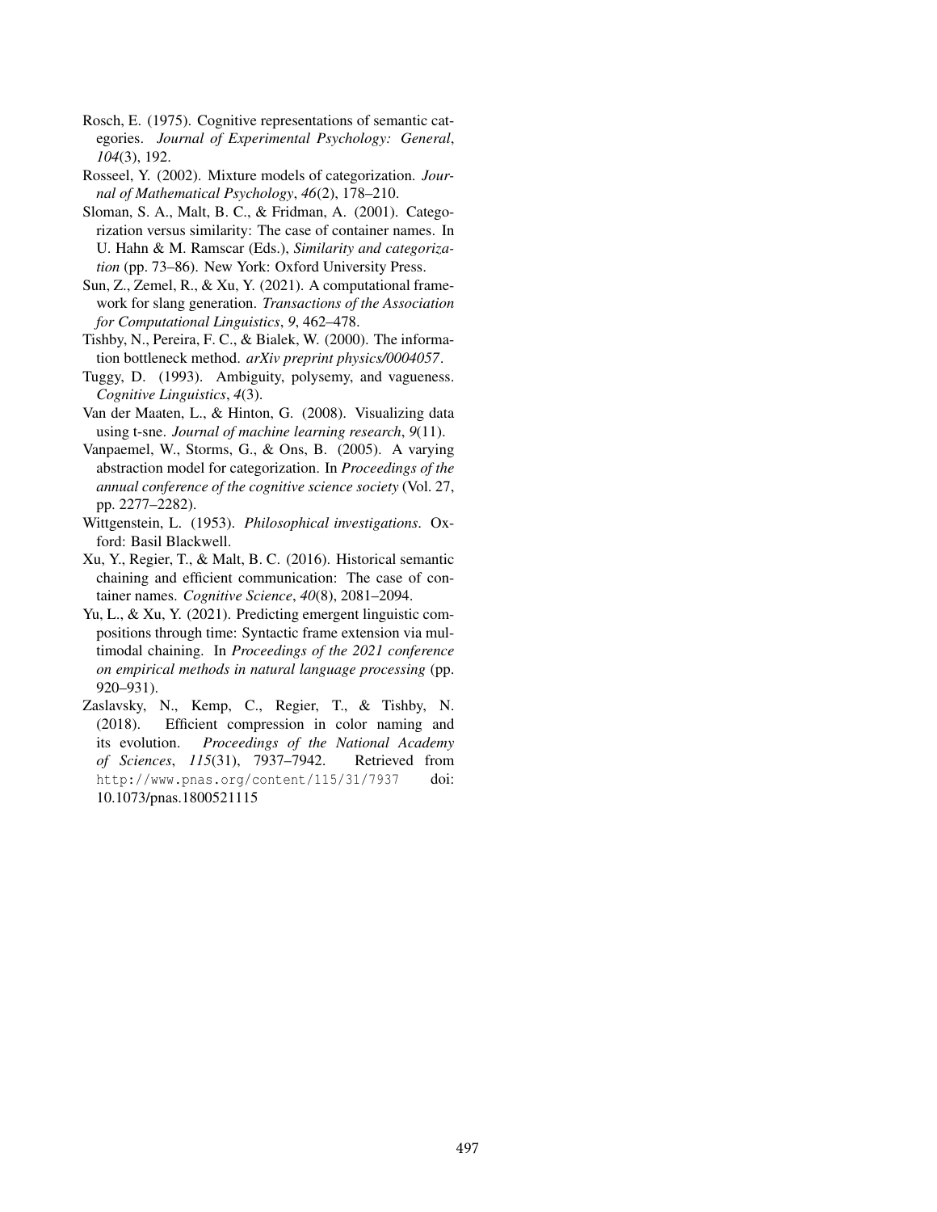Rosch, E. (1975). Cognitive representations of semantic categories. *Journal of Experimental Psychology: General*, *104*(3), 192.

Rosseel, Y. (2002). Mixture models of categorization. *Journal of Mathematical Psychology*, *46*(2), 178–210.

Sloman, S. A., Malt, B. C., & Fridman, A. (2001). Categorization versus similarity: The case of container names. In U. Hahn & M. Ramscar (Eds.), *Similarity and categorization* (pp. 73–86). New York: Oxford University Press.

Sun, Z., Zemel, R., & Xu, Y. (2021). A computational framework for slang generation. *Transactions of the Association for Computational Linguistics*, *9*, 462–478.

Tishby, N., Pereira, F. C., & Bialek, W. (2000). The information bottleneck method. *arXiv preprint physics/0004057*.

Tuggy, D. (1993). Ambiguity, polysemy, and vagueness. *Cognitive Linguistics*, *4*(3).

Van der Maaten, L., & Hinton, G. (2008). Visualizing data using t-sne. *Journal of machine learning research*, *9*(11).

Vanpaemel, W., Storms, G., & Ons, B. (2005). A varying abstraction model for categorization. In *Proceedings of the annual conference of the cognitive science society* (Vol. 27, pp. 2277–2282).

Wittgenstein, L. (1953). *Philosophical investigations*. Oxford: Basil Blackwell.

Xu, Y., Regier, T., & Malt, B. C. (2016). Historical semantic chaining and efficient communication: The case of container names. *Cognitive Science*, *40*(8), 2081–2094.

Yu, L., & Xu, Y. (2021). Predicting emergent linguistic compositions through time: Syntactic frame extension via multimodal chaining. In *Proceedings of the 2021 conference on empirical methods in natural language processing* (pp. 920–931).

Zaslavsky, N., Kemp, C., Regier, T., & Tishby, N. (2018). Efficient compression in color naming and its evolution. *Proceedings of the National Academy of Sciences*, *115*(31), 7937–7942. Retrieved from http://www.pnas.org/content/115/31/7937 doi: 10.1073/pnas.1800521115